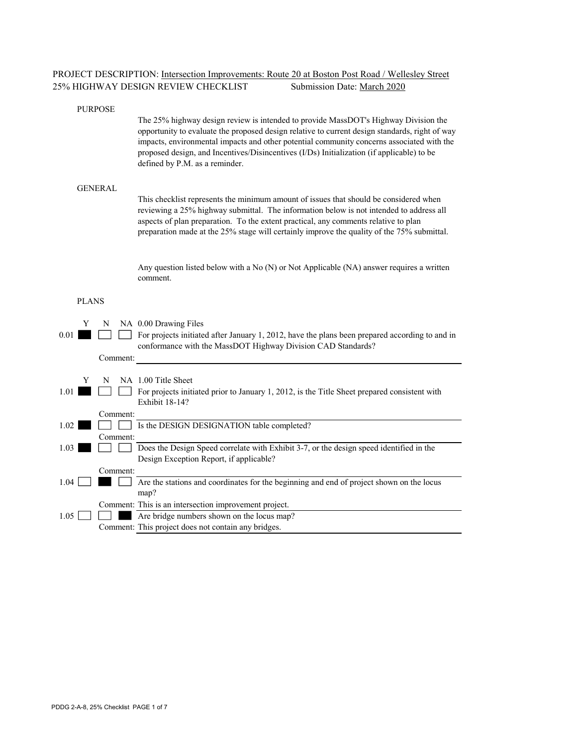PROJECT DESCRIPTION: Intersection Improvements: Route 20 at Boston Post Road / Wellesley Street
25% HIGHWAY DESIGN REVIEW CHECKLIST Submission Date: March 2020

## PURPOSE

The 25% highway design review is intended to provide MassDOT's Highway Division the opportunity to evaluate the proposed design relative to current design standards, right of way impacts, environmental impacts and other potential community concerns associated with the proposed design, and Incentives/Disincentives (I/Ds) Initialization (if applicable) to be defined by P.M. as a reminder.

## GENERAL

This checklist represents the minimum amount of issues that should be considered when reviewing a 25% highway submittal. The information below is not intended to address all aspects of plan preparation. To the extent practical, any comments relative to plan preparation made at the 25% stage will certainly improve the quality of the 75% submittal.

Any question listed below with a No (N) or Not Applicable (NA) answer requires a written comment.

## PLANS

| | Y | N | NA | 0.00 Drawing Files |
|---|---|---|---|---|
| 0.01 | ■ | ☐ | ☐ | For projects initiated after January 1, 2012, have the plans been prepared according to and in conformance with the MassDOT Highway Division CAD Standards? |
| | | Comment: | | |

| | Y | N | NA | 1.00 Title Sheet |
|---|---|---|---|---|
| 1.01 | ■ | ☐ | ☐ | For projects initiated prior to January 1, 2012, is the Title Sheet prepared consistent with Exhibit 18-14? |
| | | Comment: | | |
| 1.02 | ■ | ☐ | ☐ | Is the DESIGN DESIGNATION table completed? |
| | | Comment: | | |
| 1.03 | ■ | ☐ | ☐ | Does the Design Speed correlate with Exhibit 3-7, or the design speed identified in the Design Exception Report, if applicable? |
| | | Comment: | | |
| 1.04 | ☐ | ■ | ☐ | Are the stations and coordinates for the beginning and end of project shown on the locus map? |
| | | Comment: | | This is an intersection improvement project. |
| 1.05 | ☐ | ☐ | ■ | Are bridge numbers shown on the locus map? |
| | | Comment: | | This project does not contain any bridges. |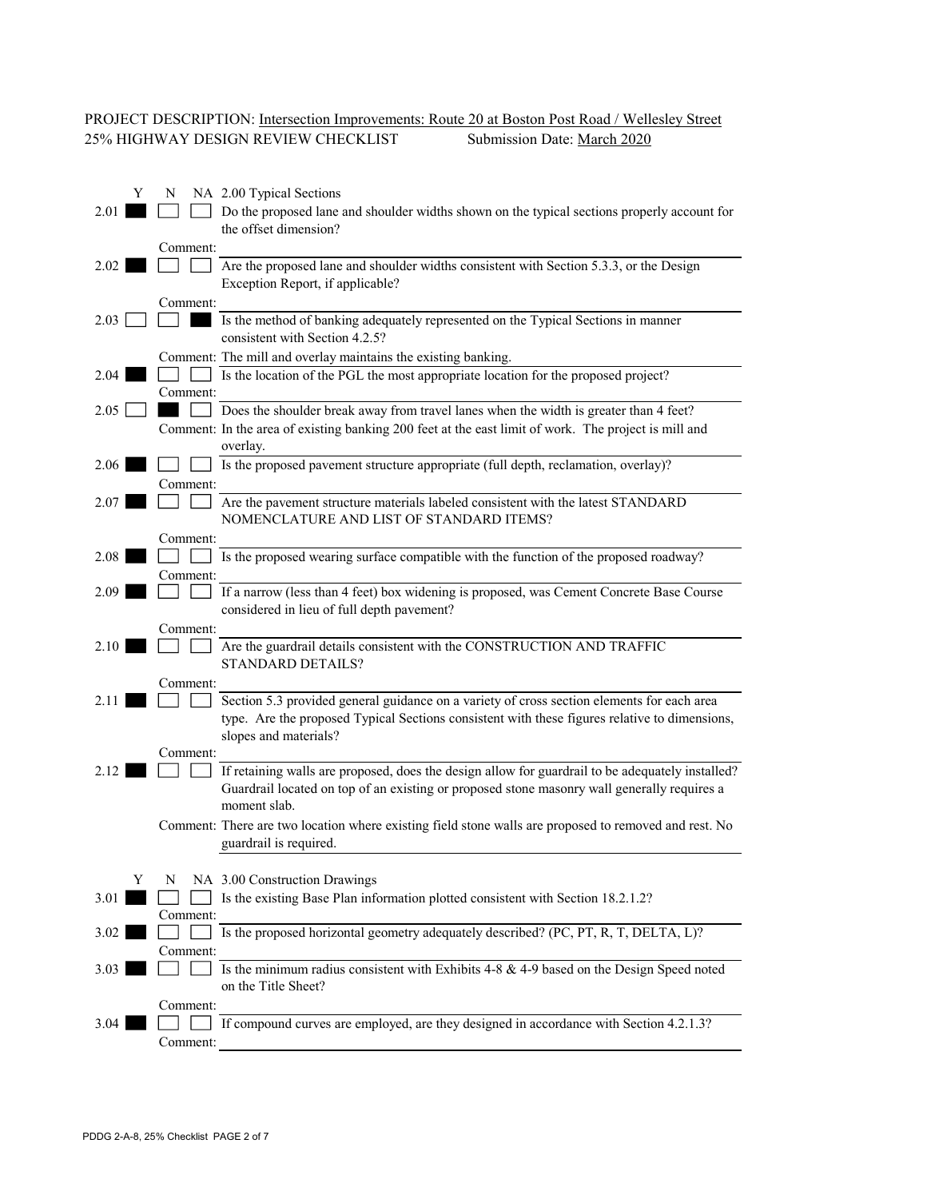PROJECT DESCRIPTION: Intersection Improvements: Route 20 at Boston Post Road / Wellesley Street
25% HIGHWAY DESIGN REVIEW CHECKLIST Submission Date: March 2020

## 2.00 Typical Sections

| # | Y | N | NA | Item |
|---|---|---|---|---|
| 2.01 | ■ | ☐ | ☐ | Do the proposed lane and shoulder widths shown on the typical sections properly account for the offset dimension? |
| | | | | Comment: |
| 2.02 | ■ | ☐ | ☐ | Are the proposed lane and shoulder widths consistent with Section 5.3.3, or the Design Exception Report, if applicable? |
| | | | | Comment: |
| 2.03 | ☐ | ☐ | ■ | Is the method of banking adequately represented on the Typical Sections in manner consistent with Section 4.2.5? |
| | | | | Comment: The mill and overlay maintains the existing banking. |
| 2.04 | ■ | ☐ | ☐ | Is the location of the PGL the most appropriate location for the proposed project? |
| | | | | Comment: |
| 2.05 | ☐ | ■ | ☐ | Does the shoulder break away from travel lanes when the width is greater than 4 feet? |
| | | | | Comment: In the area of existing banking 200 feet at the east limit of work. The project is mill and overlay. |
| 2.06 | ■ | ☐ | ☐ | Is the proposed pavement structure appropriate (full depth, reclamation, overlay)? |
| | | | | Comment: |
| 2.07 | ■ | ☐ | ☐ | Are the pavement structure materials labeled consistent with the latest STANDARD NOMENCLATURE AND LIST OF STANDARD ITEMS? |
| | | | | Comment: |
| 2.08 | ■ | ☐ | ☐ | Is the proposed wearing surface compatible with the function of the proposed roadway? |
| | | | | Comment: |
| 2.09 | ■ | ☐ | ☐ | If a narrow (less than 4 feet) box widening is proposed, was Cement Concrete Base Course considered in lieu of full depth pavement? |
| | | | | Comment: |
| 2.10 | ■ | ☐ | ☐ | Are the guardrail details consistent with the CONSTRUCTION AND TRAFFIC STANDARD DETAILS? |
| | | | | Comment: |
| 2.11 | ■ | ☐ | ☐ | Section 5.3 provided general guidance on a variety of cross section elements for each area type. Are the proposed Typical Sections consistent with these figures relative to dimensions, slopes and materials? |
| | | | | Comment: |
| 2.12 | ■ | ☐ | ☐ | If retaining walls are proposed, does the design allow for guardrail to be adequately installed? Guardrail located on top of an existing or proposed stone masonry wall generally requires a moment slab. |
| | | | | Comment: There are two location where existing field stone walls are proposed to removed and rest. No guardrail is required. |

## 3.00 Construction Drawings

| # | Y | N | NA | Item |
|---|---|---|---|---|
| 3.01 | ■ | ☐ | ☐ | Is the existing Base Plan information plotted consistent with Section 18.2.1.2? |
| | | | | Comment: |
| 3.02 | ■ | ☐ | ☐ | Is the proposed horizontal geometry adequately described? (PC, PT, R, T, DELTA, L)? |
| | | | | Comment: |
| 3.03 | ■ | ☐ | ☐ | Is the minimum radius consistent with Exhibits 4-8 & 4-9 based on the Design Speed noted on the Title Sheet? |
| | | | | Comment: |
| 3.04 | ■ | ☐ | ☐ | If compound curves are employed, are they designed in accordance with Section 4.2.1.3? |
| | | | | Comment: |

PDDG 2-A-8, 25% Checklist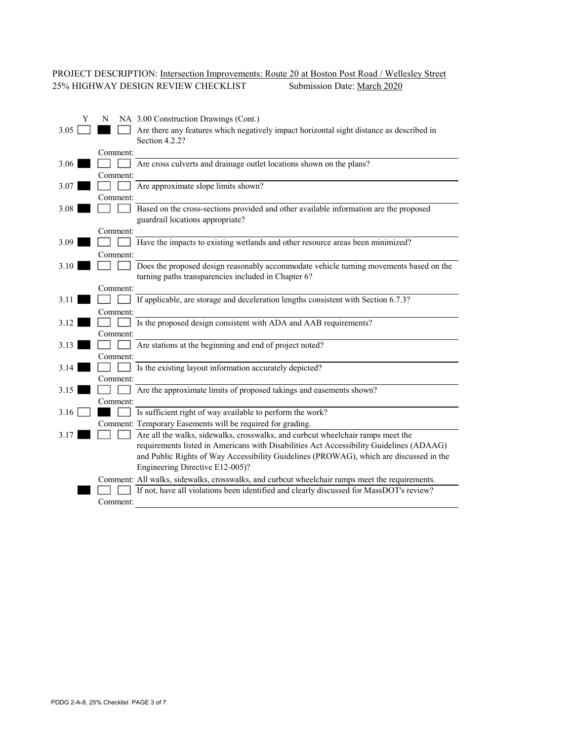PROJECT DESCRIPTION: Intersection Improvements: Route 20 at Boston Post Road / Wellesley Street
25% HIGHWAY DESIGN REVIEW CHECKLIST    Submission Date: March 2020

| | Y | N | NA | 3.00 Construction Drawings (Cont.) |
|---|---|---|---|---|
| 3.05 | ☐ | ■ | ☐ | Are there any features which negatively impact horizontal sight distance as described in Section 4.2.2? |
| | | Comment: | | |
| 3.06 | ■ | ☐ | ☐ | Are cross culverts and drainage outlet locations shown on the plans? |
| | | Comment: | | |
| 3.07 | ■ | ☐ | ☐ | Are approximate slope limits shown? |
| | | Comment: | | |
| 3.08 | ■ | ☐ | ☐ | Based on the cross-sections provided and other available information are the proposed guardrail locations appropriate? |
| | | Comment: | | |
| 3.09 | ■ | ☐ | ☐ | Have the impacts to existing wetlands and other resource areas been minimized? |
| | | Comment: | | |
| 3.10 | ■ | ☐ | ☐ | Does the proposed design reasonably accommodate vehicle turning movements based on the turning paths transparencies included in Chapter 6? |
| | | Comment: | | |
| 3.11 | ■ | ☐ | ☐ | If applicable, are storage and deceleration lengths consistent with Section 6.7.3? |
| | | Comment: | | |
| 3.12 | ■ | ☐ | ☐ | Is the proposed design consistent with ADA and AAB requirements? |
| | | Comment: | | |
| 3.13 | ■ | ☐ | ☐ | Are stations at the beginning and end of project noted? |
| | | Comment: | | |
| 3.14 | ■ | ☐ | ☐ | Is the existing layout information accurately depicted? |
| | | Comment: | | |
| 3.15 | ■ | ☐ | ☐ | Are the approximate limits of proposed takings and easements shown? |
| | | Comment: | | |
| 3.16 | ☐ | ■ | ☐ | Is sufficient right of way available to perform the work? |
| | | Comment: | | Temporary Easements will be required for grading. |
| 3.17 | ■ | ☐ | ☐ | Are all the walks, sidewalks, crosswalks, and curbcut wheelchair ramps meet the requirements listed in Americans with Disabilities Act Accessibility Guidelines (ADAAG) and Public Rights of Way Accessibility Guidelines (PROWAG), which are discussed in the Engineering Directive E12-005)? |
| | | Comment: | | All walks, sidewalks, crosswalks, and curbcut wheelchair ramps meet the requirements. |
| | ■ | ☐ | ☐ | If not, have all violations been identified and clearly discussed for MassDOT's review? |
| | | Comment: | | |

PDDG 2-A-8, 25% Checklist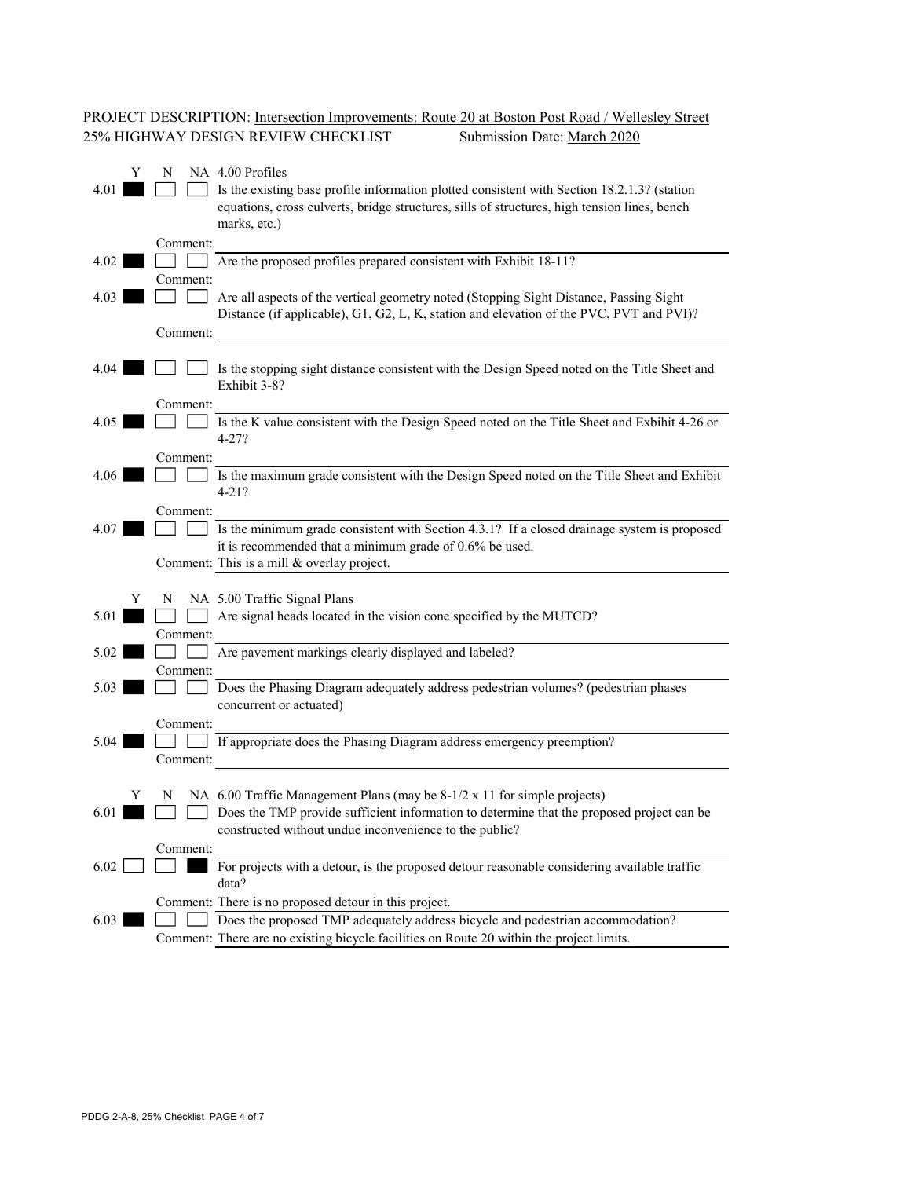PROJECT DESCRIPTION: Intersection Improvements: Route 20 at Boston Post Road / Wellesley Street
25% HIGHWAY DESIGN REVIEW CHECKLIST Submission Date: March 2020

## 4.00 Profiles

| No. | Y | N | NA | Item |
|---|---|---|---|---|
| 4.01 | ■ | ☐ | ☐ | Is the existing base profile information plotted consistent with Section 18.2.1.3? (station equations, cross culverts, bridge structures, sills of structures, high tension lines, bench marks, etc.) |
| | | | | Comment: |
| 4.02 | ■ | ☐ | ☐ | Are the proposed profiles prepared consistent with Exhibit 18-11? |
| | | | | Comment: |
| 4.03 | ■ | ☐ | ☐ | Are all aspects of the vertical geometry noted (Stopping Sight Distance, Passing Sight Distance (if applicable), G1, G2, L, K, station and elevation of the PVC, PVT and PVI)? |
| | | | | Comment: |
| 4.04 | ■ | ☐ | ☐ | Is the stopping sight distance consistent with the Design Speed noted on the Title Sheet and Exhibit 3-8? |
| | | | | Comment: |
| 4.05 | ■ | ☐ | ☐ | Is the K value consistent with the Design Speed noted on the Title Sheet and Exbihit 4-26 or 4-27? |
| | | | | Comment: |
| 4.06 | ■ | ☐ | ☐ | Is the maximum grade consistent with the Design Speed noted on the Title Sheet and Exhibit 4-21? |
| | | | | Comment: |
| 4.07 | ■ | ☐ | ☐ | Is the minimum grade consistent with Section 4.3.1? If a closed drainage system is proposed it is recommended that a minimum grade of 0.6% be used. |
| | | | | Comment: This is a mill & overlay project. |

## 5.00 Traffic Signal Plans

| No. | Y | N | NA | Item |
|---|---|---|---|---|
| 5.01 | ■ | ☐ | ☐ | Are signal heads located in the vision cone specified by the MUTCD? |
| | | | | Comment: |
| 5.02 | ■ | ☐ | ☐ | Are pavement markings clearly displayed and labeled? |
| | | | | Comment: |
| 5.03 | ■ | ☐ | ☐ | Does the Phasing Diagram adequately address pedestrian volumes? (pedestrian phases concurrent or actuated) |
| | | | | Comment: |
| 5.04 | ■ | ☐ | ☐ | If appropriate does the Phasing Diagram address emergency preemption? |
| | | | | Comment: |

## 6.00 Traffic Management Plans (may be 8-1/2 x 11 for simple projects)

| No. | Y | N | NA | Item |
|---|---|---|---|---|
| 6.01 | ■ | ☐ | ☐ | Does the TMP provide sufficient information to determine that the proposed project can be constructed without undue inconvenience to the public? |
| | | | | Comment: |
| 6.02 | ☐ | ☐ | ■ | For projects with a detour, is the proposed detour reasonable considering available traffic data? |
| | | | | Comment: There is no proposed detour in this project. |
| 6.03 | ■ | ☐ | ☐ | Does the proposed TMP adequately address bicycle and pedestrian accommodation? |
| | | | | Comment: There are no existing bicycle facilities on Route 20 within the project limits. |

PDDG 2-A-8, 25% Checklist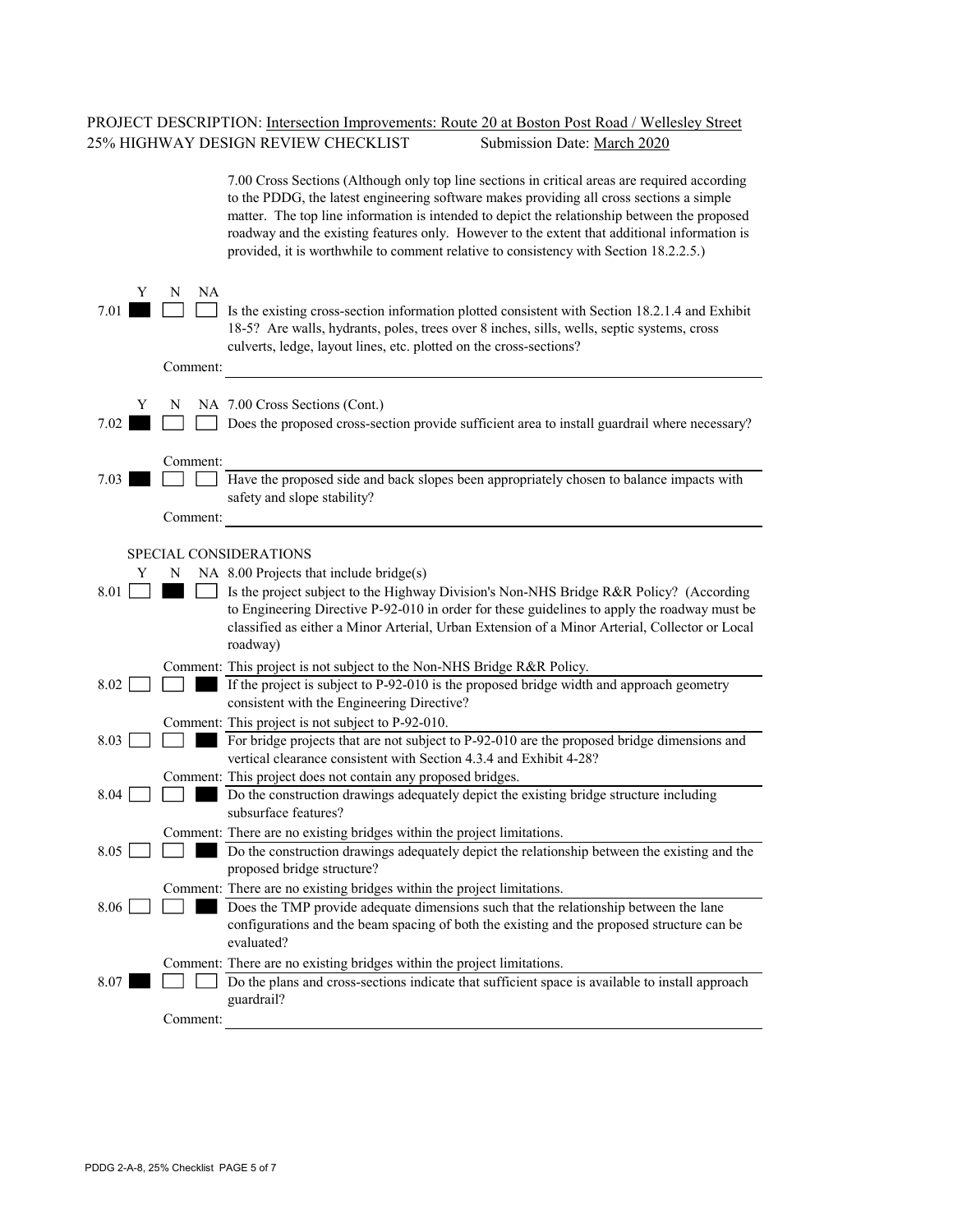PROJECT DESCRIPTION: Intersection Improvements: Route 20 at Boston Post Road / Wellesley Street
25% HIGHWAY DESIGN REVIEW CHECKLIST Submission Date: March 2020

7.00 Cross Sections (Although only top line sections in critical areas are required according to the PDDG, the latest engineering software makes providing all cross sections a simple matter. The top line information is intended to depict the relationship between the proposed roadway and the existing features only. However to the extent that additional information is provided, it is worthwhile to comment relative to consistency with Section 18.2.2.5.)

| | Y | N | NA | |
|---|---|---|---|---|
| 7.01 | ■ | ☐ | ☐ | Is the existing cross-section information plotted consistent with Section 18.2.1.4 and Exhibit 18-5? Are walls, hydrants, poles, trees over 8 inches, sills, wells, septic systems, cross culverts, ledge, layout lines, etc. plotted on the cross-sections? |
| | | | Comment: | |

| | Y | N | NA | 7.00 Cross Sections (Cont.) |
|---|---|---|---|---|
| 7.02 | ■ | ☐ | ☐ | Does the proposed cross-section provide sufficient area to install guardrail where necessary? |
| | | | Comment: | |
| 7.03 | ■ | ☐ | ☐ | Have the proposed side and back slopes been appropriately chosen to balance impacts with safety and slope stability? |
| | | | Comment: | |

SPECIAL CONSIDERATIONS

| | Y | N | NA | 8.00 Projects that include bridge(s) |
|---|---|---|---|---|
| 8.01 | ☐ | ■ | ☐ | Is the project subject to the Highway Division's Non-NHS Bridge R&R Policy? (According to Engineering Directive P-92-010 in order for these guidelines to apply the roadway must be classified as either a Minor Arterial, Urban Extension of a Minor Arterial, Collector or Local roadway) |
| | | | Comment: | This project is not subject to the Non-NHS Bridge R&R Policy. |
| 8.02 | ☐ | ☐ | ■ | If the project is subject to P-92-010 is the proposed bridge width and approach geometry consistent with the Engineering Directive? |
| | | | Comment: | This project is not subject to P-92-010. |
| 8.03 | ☐ | ☐ | ■ | For bridge projects that are not subject to P-92-010 are the proposed bridge dimensions and vertical clearance consistent with Section 4.3.4 and Exhibit 4-28? |
| | | | Comment: | This project does not contain any proposed bridges. |
| 8.04 | ☐ | ☐ | ■ | Do the construction drawings adequately depict the existing bridge structure including subsurface features? |
| | | | Comment: | There are no existing bridges within the project limitations. |
| 8.05 | ☐ | ☐ | ■ | Do the construction drawings adequately depict the relationship between the existing and the proposed bridge structure? |
| | | | Comment: | There are no existing bridges within the project limitations. |
| 8.06 | ☐ | ☐ | ■ | Does the TMP provide adequate dimensions such that the relationship between the lane configurations and the beam spacing of both the existing and the proposed structure can be evaluated? |
| | | | Comment: | There are no existing bridges within the project limitations. |
| 8.07 | ■ | ☐ | ☐ | Do the plans and cross-sections indicate that sufficient space is available to install approach guardrail? |
| | | | Comment: | |

PDDG 2-A-8, 25% Checklist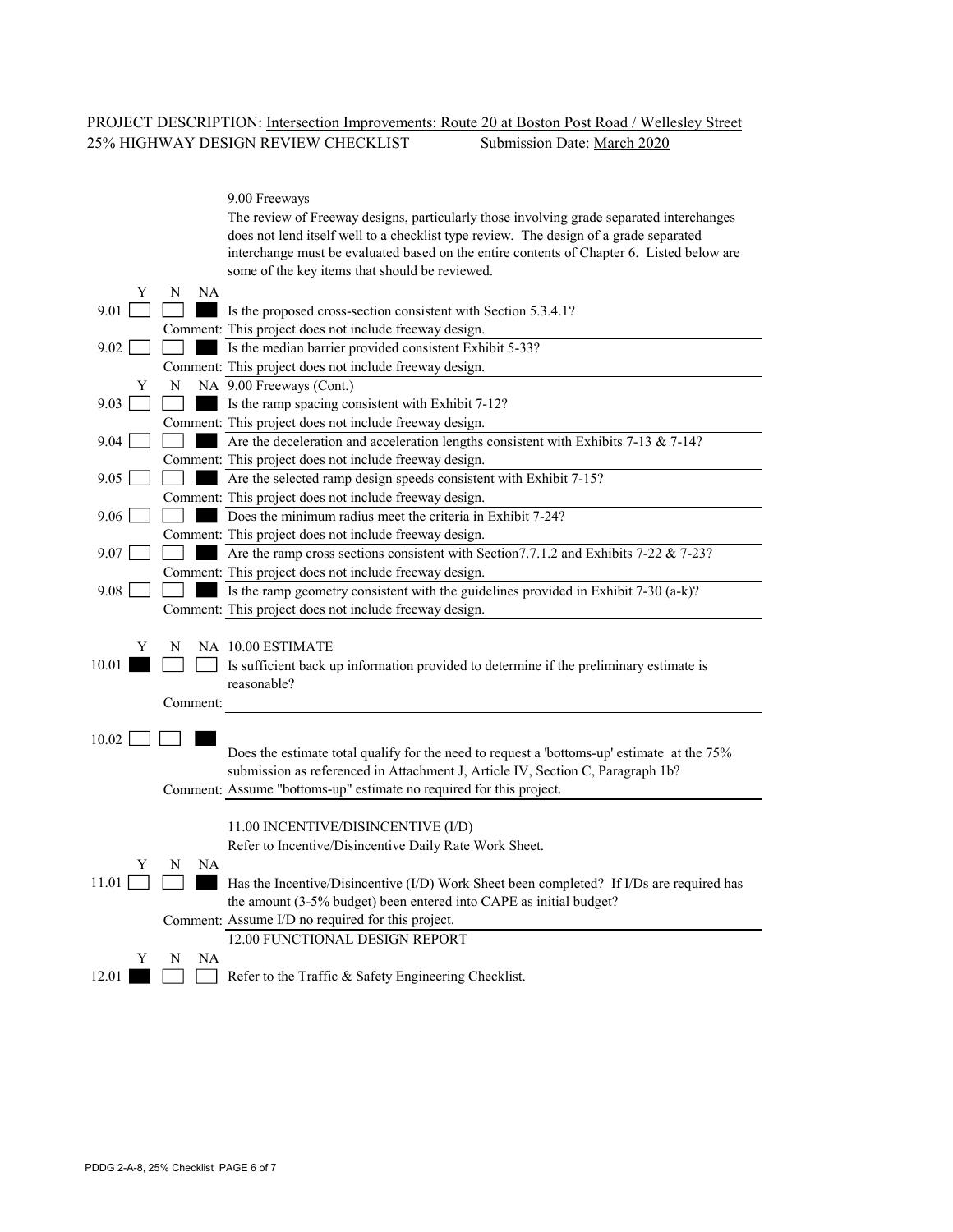PROJECT DESCRIPTION: Intersection Improvements: Route 20 at Boston Post Road / Wellesley Street
25% HIGHWAY DESIGN REVIEW CHECKLIST Submission Date: March 2020

## 9.00 Freeways

The review of Freeway designs, particularly those involving grade separated interchanges does not lend itself well to a checklist type review. The design of a grade separated interchange must be evaluated based on the entire contents of Chapter 6. Listed below are some of the key items that should be reviewed.

| | Y | N | NA | |
|---|---|---|---|---|
| 9.01 | ☐ | ☐ | ■ | Is the proposed cross-section consistent with Section 5.3.4.1? |
| | | | | Comment: This project does not include freeway design. |
| 9.02 | ☐ | ☐ | ■ | Is the median barrier provided consistent Exhibit 5-33? |
| | | | | Comment: This project does not include freeway design. |
| | Y | N | NA | 9.00 Freeways (Cont.) |
| 9.03 | ☐ | ☐ | ■ | Is the ramp spacing consistent with Exhibit 7-12? |
| | | | | Comment: This project does not include freeway design. |
| 9.04 | ☐ | ☐ | ■ | Are the deceleration and acceleration lengths consistent with Exhibits 7-13 & 7-14? |
| | | | | Comment: This project does not include freeway design. |
| 9.05 | ☐ | ☐ | ■ | Are the selected ramp design speeds consistent with Exhibit 7-15? |
| | | | | Comment: This project does not include freeway design. |
| 9.06 | ☐ | ☐ | ■ | Does the minimum radius meet the criteria in Exhibit 7-24? |
| | | | | Comment: This project does not include freeway design. |
| 9.07 | ☐ | ☐ | ■ | Are the ramp cross sections consistent with Section7.7.1.2 and Exhibits 7-22 & 7-23? |
| | | | | Comment: This project does not include freeway design. |
| 9.08 | ☐ | ☐ | ■ | Is the ramp geometry consistent with the guidelines provided in Exhibit 7-30 (a-k)? |
| | | | | Comment: This project does not include freeway design. |

## 10.00 ESTIMATE

| | Y | N | NA | |
|---|---|---|---|---|
| 10.01 | ■ | ☐ | ☐ | Is sufficient back up information provided to determine if the preliminary estimate is reasonable? |
| | | | | Comment: |
| 10.02 | ☐ | ☐ | ■ | Does the estimate total qualify for the need to request a 'bottoms-up' estimate at the 75% submission as referenced in Attachment J, Article IV, Section C, Paragraph 1b? |
| | | | | Comment: Assume "bottoms-up" estimate no required for this project. |

## 11.00 INCENTIVE/DISINCENTIVE (I/D)

Refer to Incentive/Disincentive Daily Rate Work Sheet.

| | Y | N | NA | |
|---|---|---|---|---|
| 11.01 | ☐ | ☐ | ■ | Has the Incentive/Disincentive (I/D) Work Sheet been completed? If I/Ds are required has the amount (3-5% budget) been entered into CAPE as initial budget? |
| | | | | Comment: Assume I/D no required for this project. |

## 12.00 FUNCTIONAL DESIGN REPORT

| | Y | N | NA | |
|---|---|---|---|---|
| 12.01 | ■ | ☐ | ☐ | Refer to the Traffic & Safety Engineering Checklist. |

PDDG 2-A-8, 25% Checklist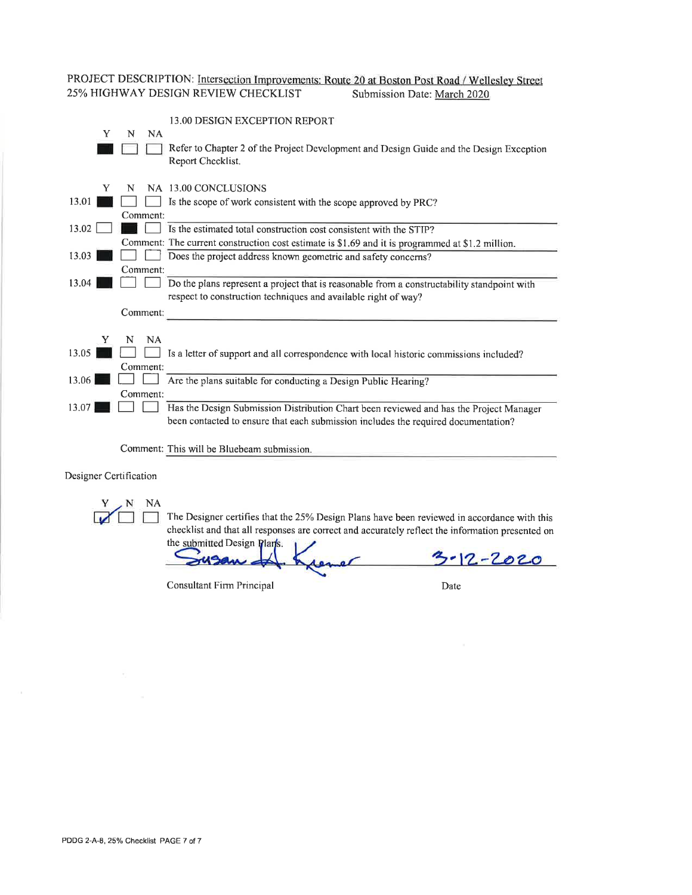PROJECT DESCRIPTION: Intersection Improvements: Route 20 at Boston Post Road / Wellesley Street
25% HIGHWAY DESIGN REVIEW CHECKLIST Submission Date: March 2020

## 13.00 DESIGN EXCEPTION REPORT

| | Y | N | NA | |
|---|---|---|---|---|
| | ■ | ☐ | ☐ | Refer to Chapter 2 of the Project Development and Design Guide and the Design Exception Report Checklist. |

## 13.00 CONCLUSIONS

| | Y | N | NA | |
|---|---|---|---|---|
| 13.01 | ■ | ☐ | ☐ | Is the scope of work consistent with the scope approved by PRC? |
| | | | | Comment: |
| 13.02 | ☐ | ■ | ☐ | Is the estimated total construction cost consistent with the STIP? |
| | | | | Comment: The current construction cost estimate is $1.69 and it is programmed at $1.2 million. |
| 13.03 | ■ | ☐ | ☐ | Does the project address known geometric and safety concerns? |
| | | | | Comment: |
| 13.04 | ■ | ☐ | ☐ | Do the plans represent a project that is reasonable from a constructability standpoint with respect to construction techniques and available right of way? |
| | | | | Comment: |

| | Y | N | NA | |
|---|---|---|---|---|
| 13.05 | ■ | ☐ | ☐ | Is a letter of support and all correspondence with local historic commissions included? |
| | | | | Comment: |
| 13.06 | ■ | ☐ | ☐ | Are the plans suitable for conducting a Design Public Hearing? |
| | | | | Comment: |
| 13.07 | ■ | ☐ | ☐ | Has the Design Submission Distribution Chart been reviewed and has the Project Manager been contacted to ensure that each submission includes the required documentation? |
| | | | | Comment: This will be Bluebeam submission. |

Designer Certification

| Y | N | NA | |
|---|---|---|---|
| ☑ | ☐ | ☐ | The Designer certifies that the 25% Design Plans have been reviewed in accordance with this checklist and that all responses are correct and accurately reflect the information presented on the submitted Design Plans. |

Susan H. Kremer — 3-12-2020

Consultant Firm Principal — Date

PDDG 2-A-8, 25% Checklist PAGE 7 of 7